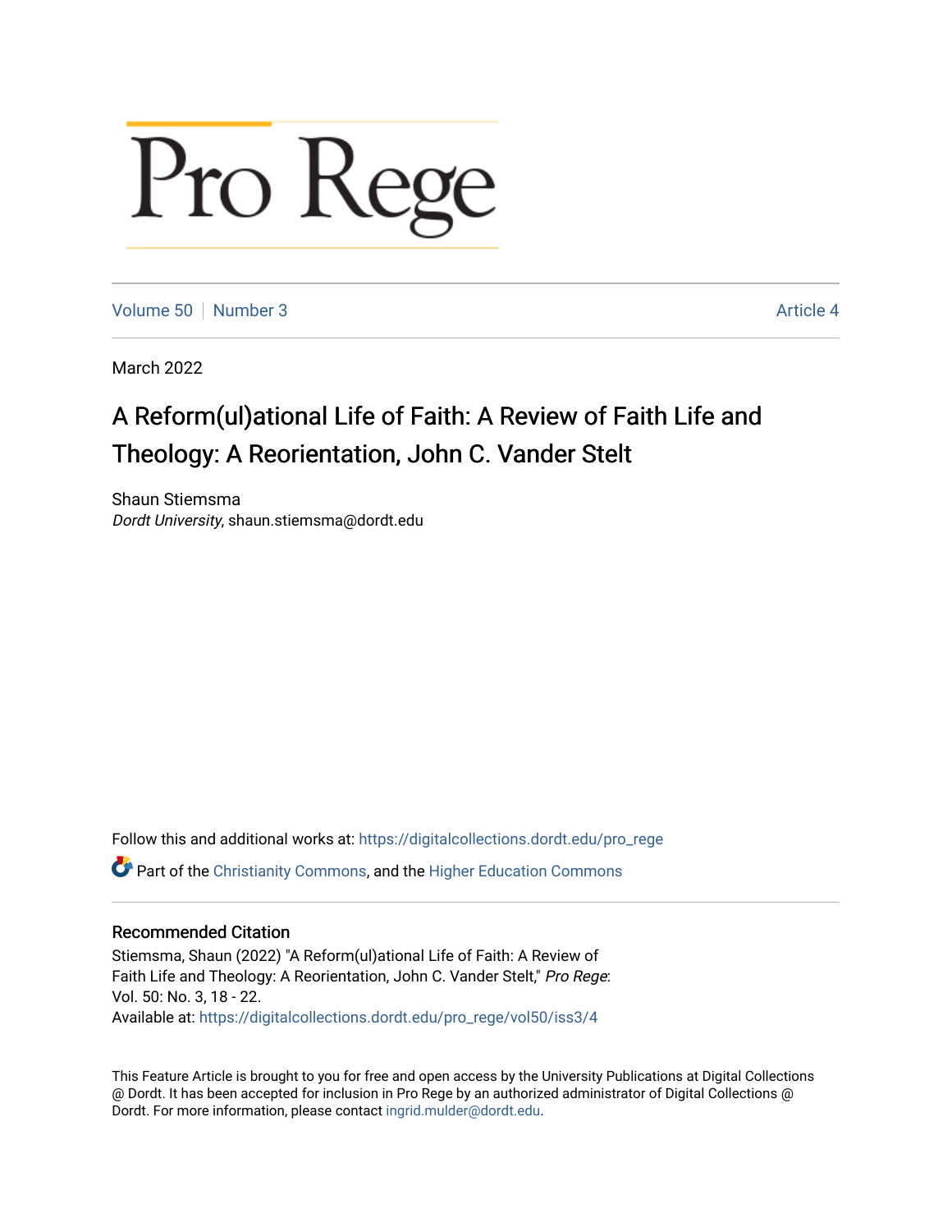# Pro Rege

Volume 50 | Number 3 | Article 4

March 2022

## A Reform(ul)ational Life of Faith: A Review of Faith Life and Theology: A Reorientation, John C. Vander Stelt

Shaun Stiemsma
*Dordt University*, shaun.stiemsma@dordt.edu

Follow this and additional works at: https://digitalcollections.dordt.edu/pro_rege

Part of the Christianity Commons, and the Higher Education Commons

### Recommended Citation

Stiemsma, Shaun (2022) "A Reform(ul)ational Life of Faith: A Review of Faith Life and Theology: A Reorientation, John C. Vander Stelt," *Pro Rege*: Vol. 50: No. 3, 18 - 22.
Available at: https://digitalcollections.dordt.edu/pro_rege/vol50/iss3/4

This Feature Article is brought to you for free and open access by the University Publications at Digital Collections @ Dordt. It has been accepted for inclusion in Pro Rege by an authorized administrator of Digital Collections @ Dordt. For more information, please contact ingrid.mulder@dordt.edu.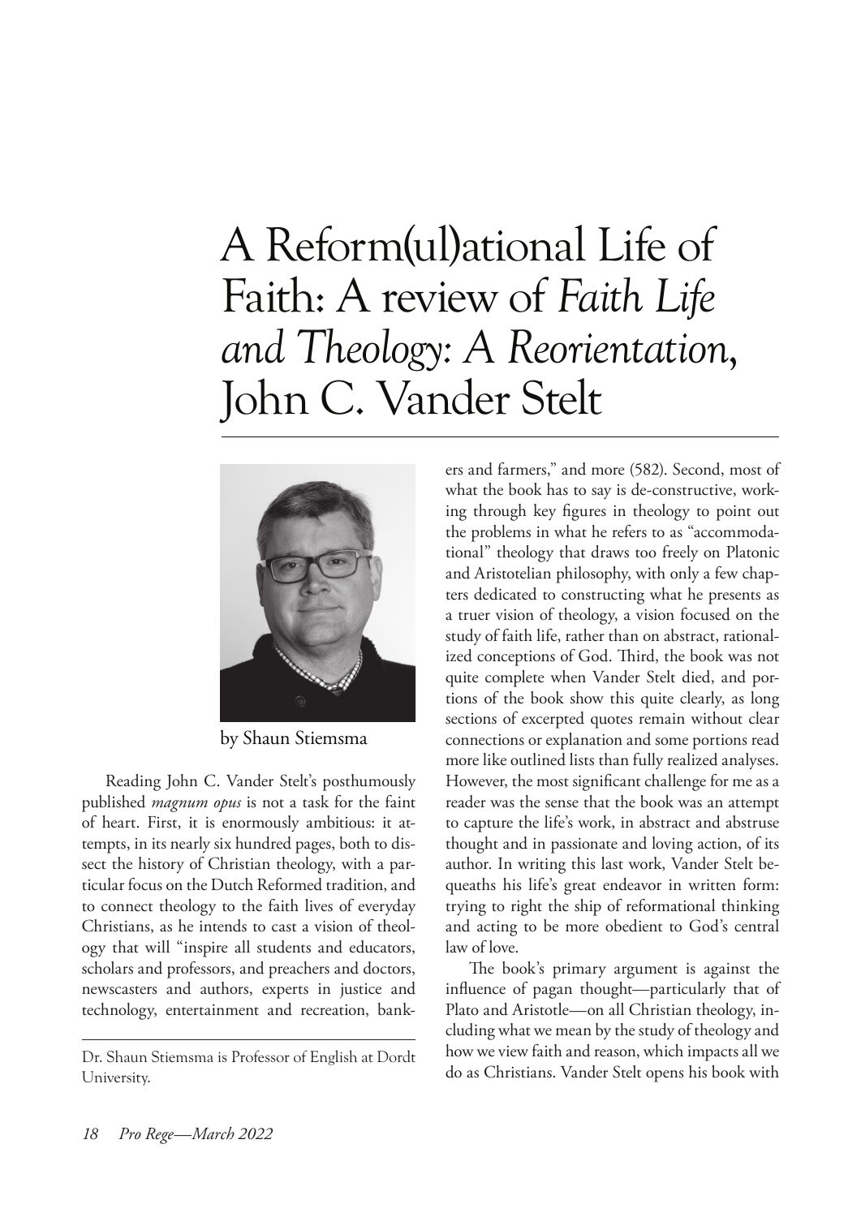# A Reform(ul)ational Life of Faith: A review of *Faith Life and Theology: A Reorientation*, John C. Vander Stelt

by Shaun Stiemsma

Reading John C. Vander Stelt's posthumously published *magnum opus* is not a task for the faint of heart. First, it is enormously ambitious: it attempts, in its nearly six hundred pages, both to dissect the history of Christian theology, with a particular focus on the Dutch Reformed tradition, and to connect theology to the faith lives of everyday Christians, as he intends to cast a vision of theology that will "inspire all students and educators, scholars and professors, and preachers and doctors, newscasters and authors, experts in justice and technology, entertainment and recreation, bankers and farmers," and more (582). Second, most of what the book has to say is de-constructive, working through key figures in theology to point out the problems in what he refers to as "accommodational" theology that draws too freely on Platonic and Aristotelian philosophy, with only a few chapters dedicated to constructing what he presents as a truer vision of theology, a vision focused on the study of faith life, rather than on abstract, rationalized conceptions of God. Third, the book was not quite complete when Vander Stelt died, and portions of the book show this quite clearly, as long sections of excerpted quotes remain without clear connections or explanation and some portions read more like outlined lists than fully realized analyses. However, the most significant challenge for me as a reader was the sense that the book was an attempt to capture the life's work, in abstract and abstruse thought and in passionate and loving action, of its author. In writing this last work, Vander Stelt bequeaths his life's great endeavor in written form: trying to right the ship of reformational thinking and acting to be more obedient to God's central law of love.

The book's primary argument is against the influence of pagan thought—particularly that of Plato and Aristotle—on all Christian theology, including what we mean by the study of theology and how we view faith and reason, which impacts all we do as Christians. Vander Stelt opens his book with

Dr. Shaun Stiemsma is Professor of English at Dordt University.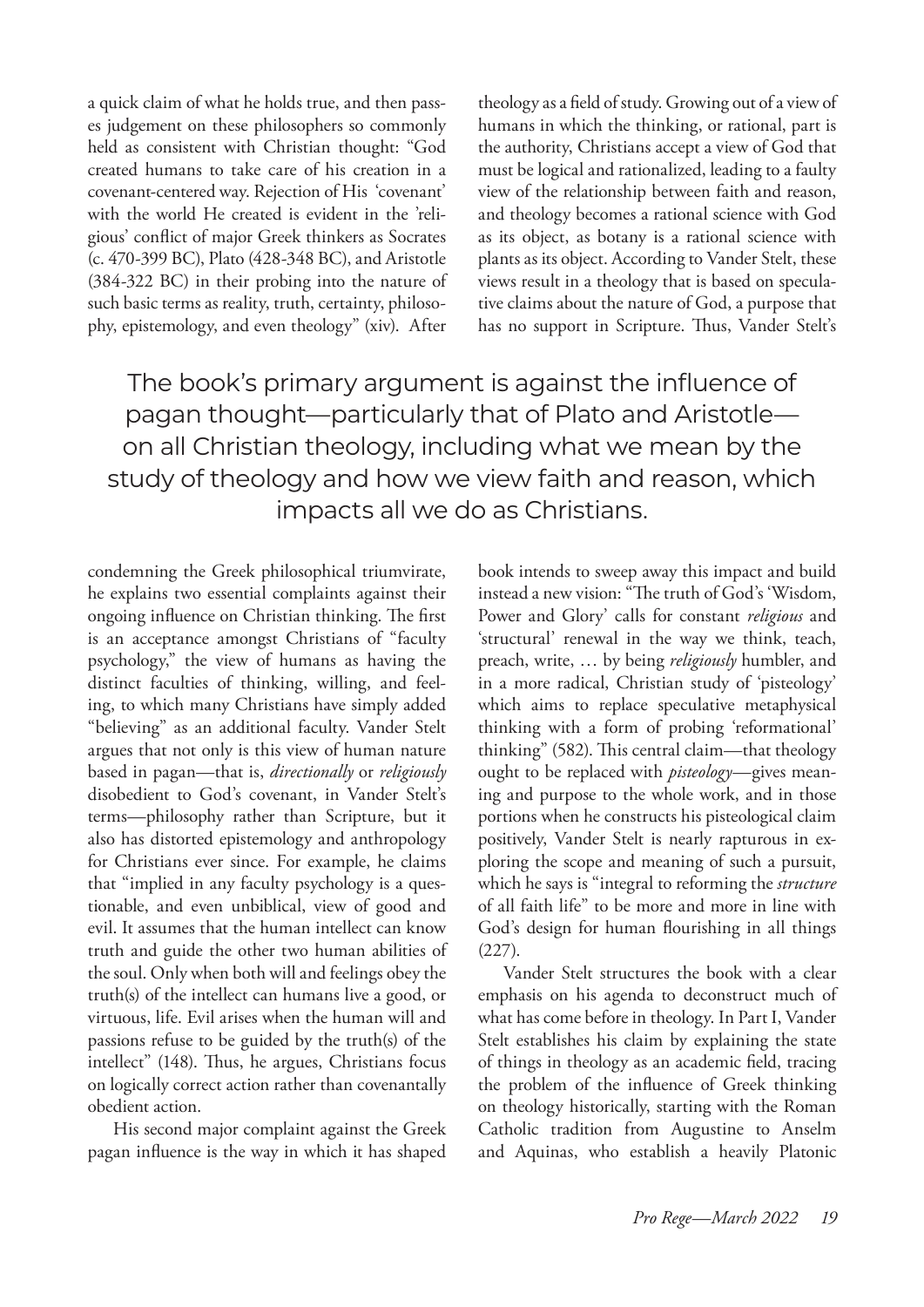a quick claim of what he holds true, and then passes judgement on these philosophers so commonly held as consistent with Christian thought: "God created humans to take care of his creation in a covenant-centered way. Rejection of His 'covenant' with the world He created is evident in the 'religious' conflict of major Greek thinkers as Socrates (c. 470-399 BC), Plato (428-348 BC), and Aristotle (384-322 BC) in their probing into the nature of such basic terms as reality, truth, certainty, philosophy, epistemology, and even theology" (xiv). After condemning the Greek philosophical triumvirate, he explains two essential complaints against their ongoing influence on Christian thinking. The first is an acceptance amongst Christians of "faculty psychology," the view of humans as having the distinct faculties of thinking, willing, and feeling, to which many Christians have simply added "believing" as an additional faculty. Vander Stelt argues that not only is this view of human nature based in pagan—that is, *directionally* or *religiously* disobedient to God's covenant, in Vander Stelt's terms—philosophy rather than Scripture, but it also has distorted epistemology and anthropology for Christians ever since. For example, he claims that "implied in any faculty psychology is a questionable, and even unbiblical, view of good and evil. It assumes that the human intellect can know truth and guide the other two human abilities of the soul. Only when both will and feelings obey the truth(s) of the intellect can humans live a good, or virtuous, life. Evil arises when the human will and passions refuse to be guided by the truth(s) of the intellect" (148). Thus, he argues, Christians focus on logically correct action rather than covenantally obedient action.

His second major complaint against the Greek pagan influence is the way in which it has shaped theology as a field of study. Growing out of a view of humans in which the thinking, or rational, part is the authority, Christians accept a view of God that must be logical and rationalized, leading to a faulty view of the relationship between faith and reason, and theology becomes a rational science with God as its object, as botany is a rational science with plants as its object. According to Vander Stelt, these views result in a theology that is based on speculative claims about the nature of God, a purpose that has no support in Scripture. Thus, Vander Stelt's book intends to sweep away this impact and build instead a new vision: "The truth of God's 'Wisdom, Power and Glory' calls for constant *religious* and 'structural' renewal in the way we think, teach, preach, write, … by being *religiously* humbler, and in a more radical, Christian study of 'pisteology' which aims to replace speculative metaphysical thinking with a form of probing 'reformational' thinking" (582). This central claim—that theology ought to be replaced with *pisteology*—gives meaning and purpose to the whole work, and in those portions when he constructs his pisteological claim positively, Vander Stelt is nearly rapturous in exploring the scope and meaning of such a pursuit, which he says is "integral to reforming the *structure* of all faith life" to be more and more in line with God's design for human flourishing in all things (227).

> The book's primary argument is against the influence of pagan thought—particularly that of Plato and Aristotle—on all Christian theology, including what we mean by the study of theology and how we view faith and reason, which impacts all we do as Christians.

Vander Stelt structures the book with a clear emphasis on his agenda to deconstruct much of what has come before in theology. In Part I, Vander Stelt establishes his claim by explaining the state of things in theology as an academic field, tracing the problem of the influence of Greek thinking on theology historically, starting with the Roman Catholic tradition from Augustine to Anselm and Aquinas, who establish a heavily Platonic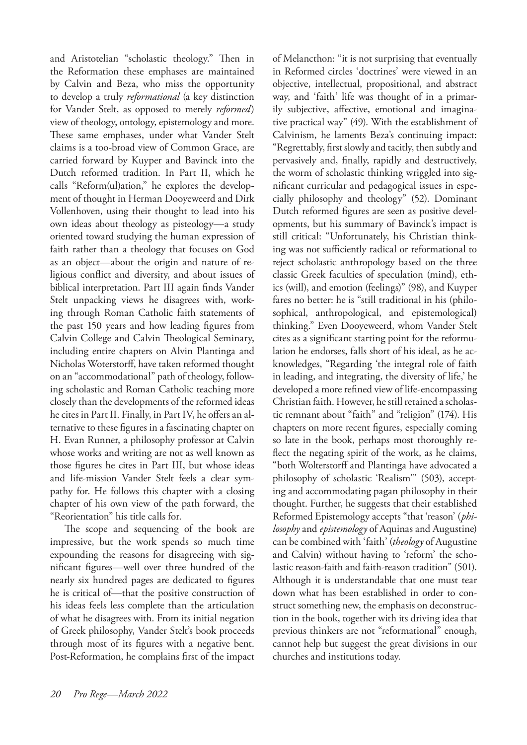and Aristotelian "scholastic theology." Then in the Reformation these emphases are maintained by Calvin and Beza, who miss the opportunity to develop a truly *reformational* (a key distinction for Vander Stelt, as opposed to merely *reformed*) view of theology, ontology, epistemology and more. These same emphases, under what Vander Stelt claims is a too-broad view of Common Grace, are carried forward by Kuyper and Bavinck into the Dutch reformed tradition. In Part II, which he calls "Reform(ul)ation," he explores the development of thought in Herman Dooyeweerd and Dirk Vollenhoven, using their thought to lead into his own ideas about theology as pisteology—a study oriented toward studying the human expression of faith rather than a theology that focuses on God as an object—about the origin and nature of religious conflict and diversity, and about issues of biblical interpretation. Part III again finds Vander Stelt unpacking views he disagrees with, working through Roman Catholic faith statements of the past 150 years and how leading figures from Calvin College and Calvin Theological Seminary, including entire chapters on Alvin Plantinga and Nicholas Woterstorff, have taken reformed thought on an "accommodational" path of theology, following scholastic and Roman Catholic teaching more closely than the developments of the reformed ideas he cites in Part II. Finally, in Part IV, he offers an alternative to these figures in a fascinating chapter on H. Evan Runner, a philosophy professor at Calvin whose works and writing are not as well known as those figures he cites in Part III, but whose ideas and life-mission Vander Stelt feels a clear sympathy for. He follows this chapter with a closing chapter of his own view of the path forward, the "Reorientation" his title calls for.

The scope and sequencing of the book are impressive, but the work spends so much time expounding the reasons for disagreeing with significant figures—well over three hundred of the nearly six hundred pages are dedicated to figures he is critical of—that the positive construction of his ideas feels less complete than the articulation of what he disagrees with. From its initial negation of Greek philosophy, Vander Stelt's book proceeds through most of its figures with a negative bent. Post-Reformation, he complains first of the impact of Melancthon: "it is not surprising that eventually in Reformed circles 'doctrines' were viewed in an objective, intellectual, propositional, and abstract way, and 'faith' life was thought of in a primarily subjective, affective, emotional and imaginative practical way" (49). With the establishment of Calvinism, he laments Beza's continuing impact: "Regrettably, first slowly and tacitly, then subtly and pervasively and, finally, rapidly and destructively, the worm of scholastic thinking wriggled into significant curricular and pedagogical issues in especially philosophy and theology" (52). Dominant Dutch reformed figures are seen as positive developments, but his summary of Bavinck's impact is still critical: "Unfortunately, his Christian thinking was not sufficiently radical or reformational to reject scholastic anthropology based on the three classic Greek faculties of speculation (mind), ethics (will), and emotion (feelings)" (98), and Kuyper fares no better: he is "still traditional in his (philosophical, anthropological, and epistemological) thinking." Even Dooyeweerd, whom Vander Stelt cites as a significant starting point for the reformulation he endorses, falls short of his ideal, as he acknowledges, "Regarding 'the integral role of faith in leading, and integrating, the diversity of life,' he developed a more refined view of life-encompassing Christian faith. However, he still retained a scholastic remnant about "faith" and "religion" (174). His chapters on more recent figures, especially coming so late in the book, perhaps most thoroughly reflect the negating spirit of the work, as he claims, "both Wolterstorff and Plantinga have advocated a philosophy of scholastic 'Realism'" (503), accepting and accommodating pagan philosophy in their thought. Further, he suggests that their established Reformed Epistemology accepts "that 'reason' (*philosophy* and *epistemology* of Aquinas and Augustine) can be combined with 'faith' (*theology* of Augustine and Calvin) without having to 'reform' the scholastic reason-faith and faith-reason tradition" (501). Although it is understandable that one must tear down what has been established in order to construct something new, the emphasis on deconstruction in the book, together with its driving idea that previous thinkers are not "reformational" enough, cannot help but suggest the great divisions in our churches and institutions today.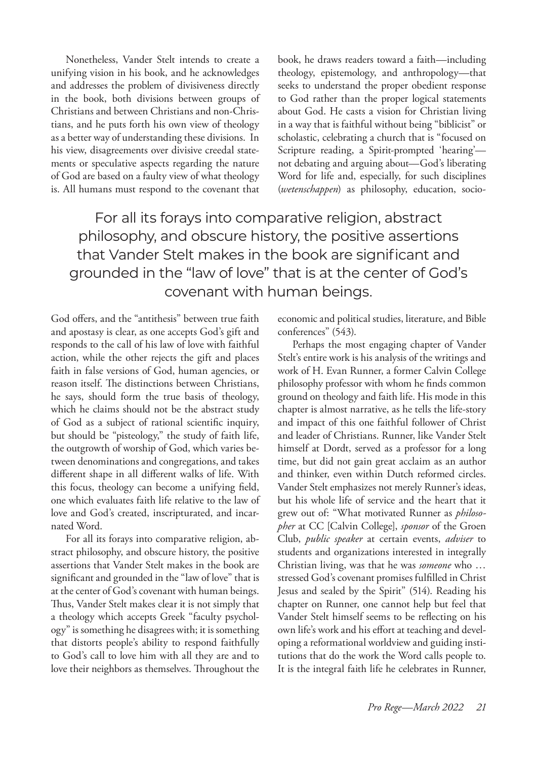Nonetheless, Vander Stelt intends to create a unifying vision in his book, and he acknowledges and addresses the problem of divisiveness directly in the book, both divisions between groups of Christians and between Christians and non-Christians, and he puts forth his own view of theology as a better way of understanding these divisions. In his view, disagreements over divisive creedal statements or speculative aspects regarding the nature of God are based on a faulty view of what theology is. All humans must respond to the covenant that God offers, and the "antithesis" between true faith and apostasy is clear, as one accepts God's gift and responds to the call of his law of love with faithful action, while the other rejects the gift and places faith in false versions of God, human agencies, or reason itself. The distinctions between Christians, he says, should form the true basis of theology, which he claims should not be the abstract study of God as a subject of rational scientific inquiry, but should be "pisteology," the study of faith life, the outgrowth of worship of God, which varies between denominations and congregations, and takes different shape in all different walks of life. With this focus, theology can become a unifying field, one which evaluates faith life relative to the law of love and God's created, inscripturated, and incarnated Word.

For all its forays into comparative religion, abstract philosophy, and obscure history, the positive assertions that Vander Stelt makes in the book are significant and grounded in the "law of love" that is at the center of God's covenant with human beings. Thus, Vander Stelt makes clear it is not simply that a theology which accepts Greek "faculty psychology" is something he disagrees with; it is something that distorts people's ability to respond faithfully to God's call to love him with all they are and to love their neighbors as themselves. Throughout the book, he draws readers toward a faith—including theology, epistemology, and anthropology—that seeks to understand the proper obedient response to God rather than the proper logical statements about God. He casts a vision for Christian living in a way that is faithful without being "biblicist" or scholastic, celebrating a church that is "focused on Scripture reading, a Spirit-prompted 'hearing'—not debating and arguing about—God's liberating Word for life and, especially, for such disciplines (*wetenschappen*) as philosophy, education, socio-economic and political studies, literature, and Bible conferences" (543).

> For all its forays into comparative religion, abstract philosophy, and obscure history, the positive assertions that Vander Stelt makes in the book are significant and grounded in the "law of love" that is at the center of God's covenant with human beings.

Perhaps the most engaging chapter of Vander Stelt's entire work is his analysis of the writings and work of H. Evan Runner, a former Calvin College philosophy professor with whom he finds common ground on theology and faith life. His mode in this chapter is almost narrative, as he tells the life-story and impact of this one faithful follower of Christ and leader of Christians. Runner, like Vander Stelt himself at Dordt, served as a professor for a long time, but did not gain great acclaim as an author and thinker, even within Dutch reformed circles. Vander Stelt emphasizes not merely Runner's ideas, but his whole life of service and the heart that it grew out of: "What motivated Runner as *philosopher* at CC [Calvin College], *sponsor* of the Groen Club, *public speaker* at certain events, *adviser* to students and organizations interested in integrally Christian living, was that he was *someone* who … stressed God's covenant promises fulfilled in Christ Jesus and sealed by the Spirit" (514). Reading his chapter on Runner, one cannot help but feel that Vander Stelt himself seems to be reflecting on his own life's work and his effort at teaching and developing a reformational worldview and guiding institutions that do the work the Word calls people to. It is the integral faith life he celebrates in Runner,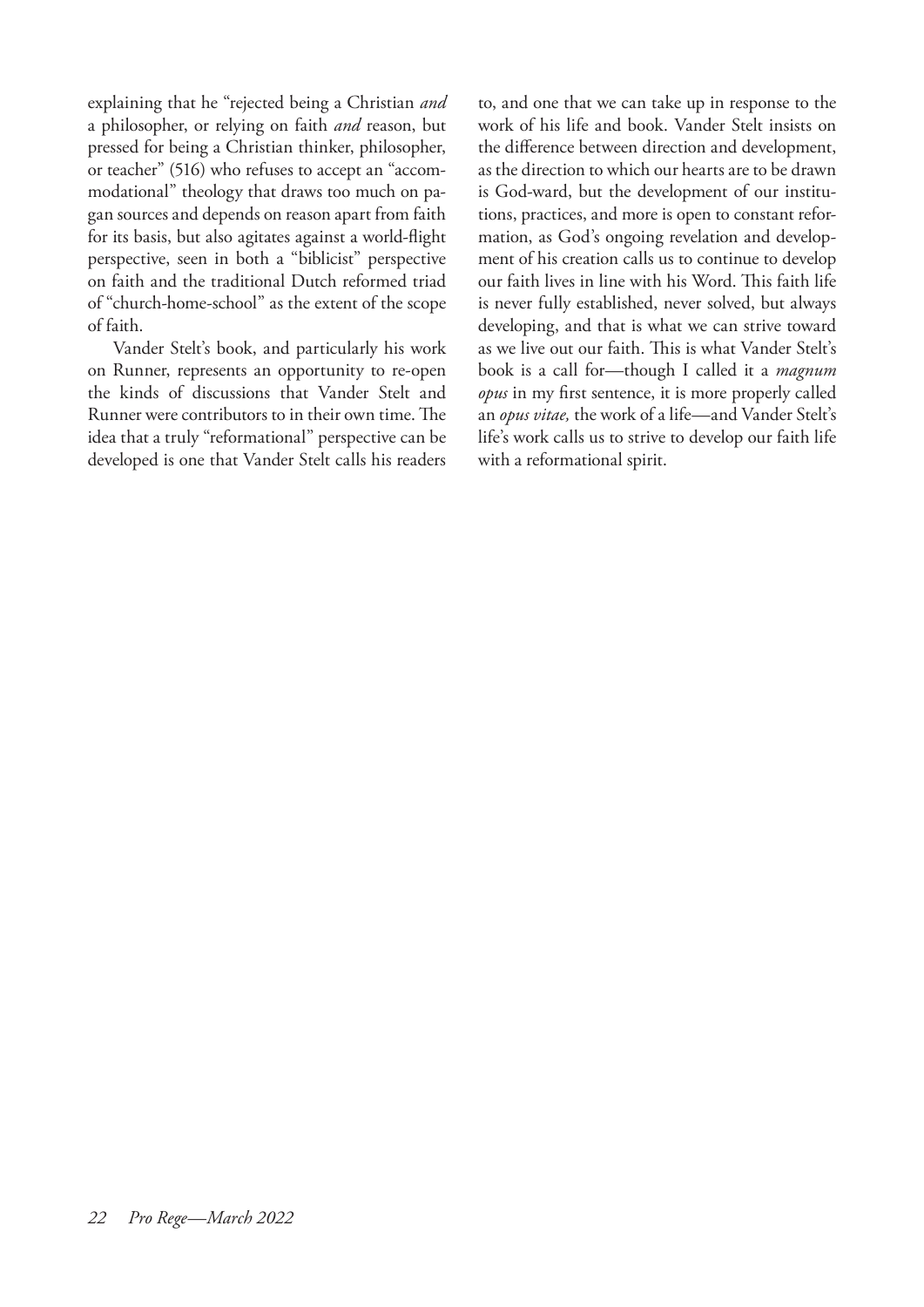explaining that he "rejected being a Christian *and* a philosopher, or relying on faith *and* reason, but pressed for being a Christian thinker, philosopher, or teacher" (516) who refuses to accept an "accommodational" theology that draws too much on pagan sources and depends on reason apart from faith for its basis, but also agitates against a world-flight perspective, seen in both a "biblicist" perspective on faith and the traditional Dutch reformed triad of "church-home-school" as the extent of the scope of faith.

Vander Stelt's book, and particularly his work on Runner, represents an opportunity to re-open the kinds of discussions that Vander Stelt and Runner were contributors to in their own time. The idea that a truly "reformational" perspective can be developed is one that Vander Stelt calls his readers to, and one that we can take up in response to the work of his life and book. Vander Stelt insists on the difference between direction and development, as the direction to which our hearts are to be drawn is God-ward, but the development of our institutions, practices, and more is open to constant reformation, as God's ongoing revelation and development of his creation calls us to continue to develop our faith lives in line with his Word. This faith life is never fully established, never solved, but always developing, and that is what we can strive toward as we live out our faith. This is what Vander Stelt's book is a call for—though I called it a *magnum opus* in my first sentence, it is more properly called an *opus vitae,* the work of a life—and Vander Stelt's life's work calls us to strive to develop our faith life with a reformational spirit.